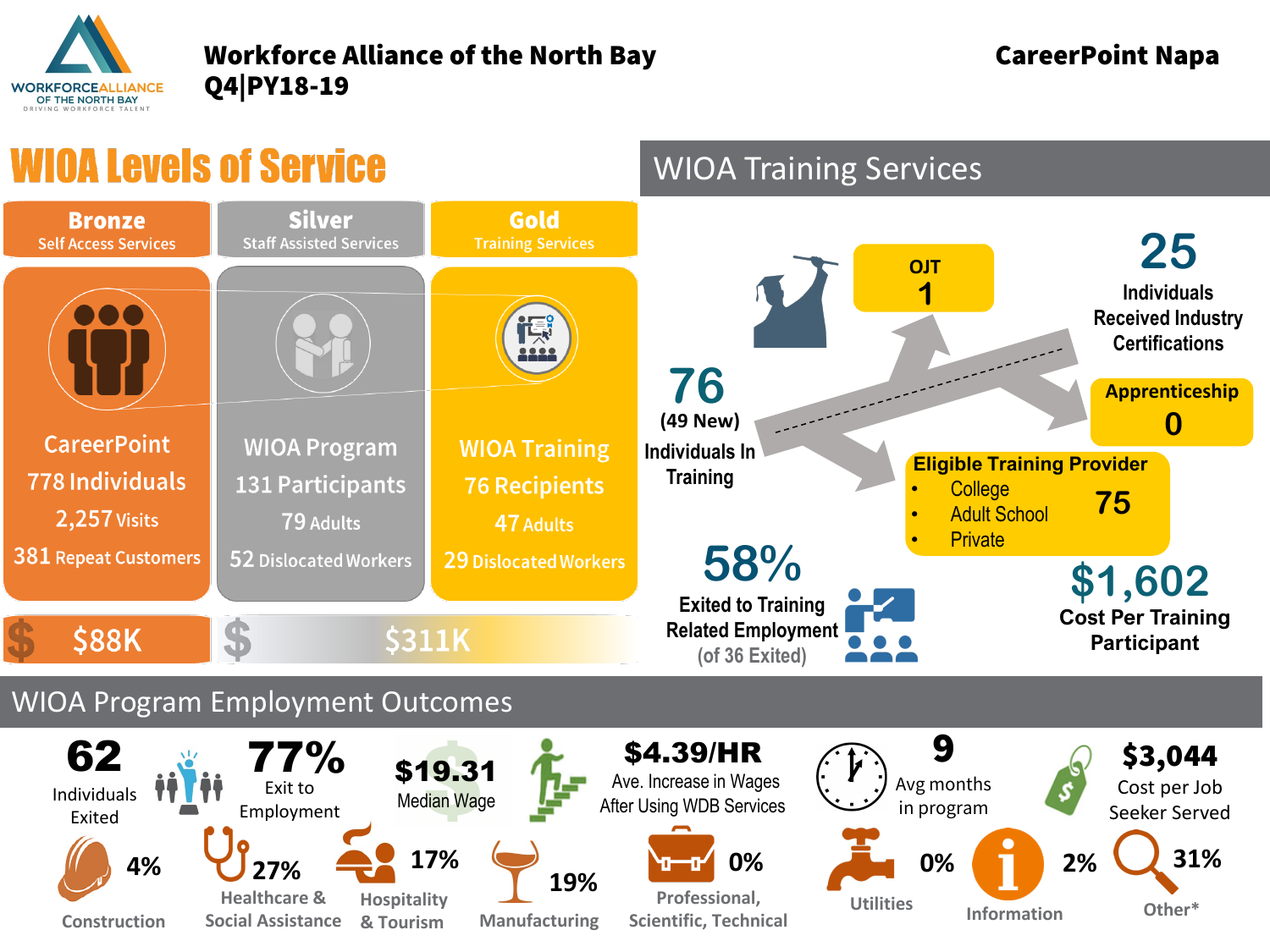# Workforce Alliance of the North Bay
## Q4|PY18-19

**CareerPoint Napa**

## WIOA Levels of Service

| Bronze<br>Self Access Services | Silver<br>Staff Assisted Services | Gold<br>Training Services |
|---|---|---|
| CareerPoint<br>778 Individuals<br>2,257 Visits<br>381 Repeat Customers | WIOA Program<br>131 Participants<br>79 Adults<br>52 Dislocated Workers | WIOA Training<br>76 Recipients<br>47 Adults<br>29 Dislocated Workers |
| $88K | $311K | |

## WIOA Training Services

- **76** (49 New) Individuals In Training
- OJT: **1**
- **25** Individuals Received Industry Certifications
- Apprenticeship: **0**
- Eligible Training Provider: **75**
  - College
  - Adult School
  - Private
- **58%** Exited to Training Related Employment (of 36 Exited)
- **$1,602** Cost Per Training Participant

## WIOA Program Employment Outcomes

- **62** Individuals Exited
- **77%** Exit to Employment
- **$19.31** Median Wage
- **$4.39/HR** Ave. Increase in Wages After Using WDB Services
- **9** Avg months in program
- **$3,044** Cost per Job Seeker Served

| Industry | Percent |
|---|---|
| Construction | 4% |
| Healthcare & Social Assistance | 27% |
| Hospitality & Tourism | 17% |
| Manufacturing | 19% |
| Professional, Scientific, Technical | 0% |
| Utilities | 0% |
| Information | 2% |
| Other* | 31% |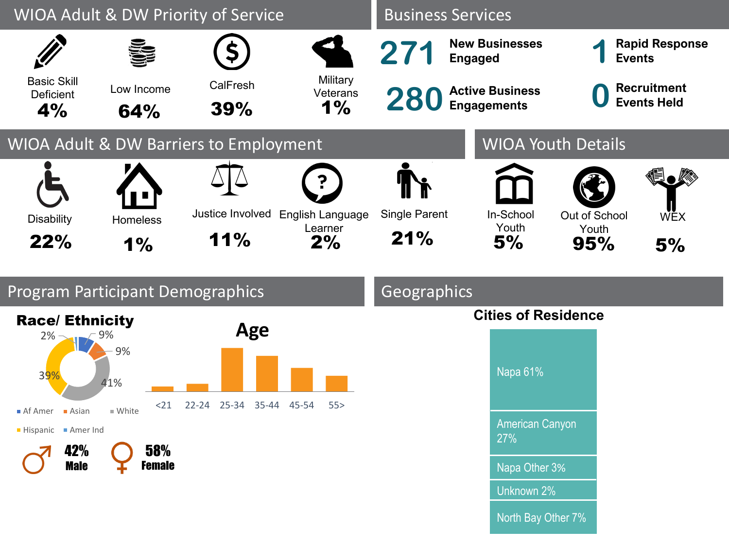## WIOA Adult & DW Priority of Service

Basic Skill Deficient
**4%**

Low Income
**64%**

CalFresh
**39%**

Military Veterans
**1%**

## Business Services

**271** New Businesses Engaged

**1** Rapid Response Events

**280** Active Business Engagements

**0** Recruitment Events Held

## WIOA Adult & DW Barriers to Employment

Disability
**22%**

Homeless
**1%**

Justice Involved
**11%**

English Language Learner
**2%**

Single Parent
**21%**

## WIOA Youth Details

In-School Youth
**5%**

Out of School Youth
**95%**

WEX
**5%**

## Program Participant Demographics

### Race/ Ethnicity

2%
9%
9%
39%
41%

Af Amer, Asian, White, Hispanic, Amer Ind

### Age

<21
22-24
25-34
35-44
45-54
55>

**42%** **Male**

**58%** **Female**

## Geographics

### Cities of Residence

Napa 61%
American Canyon 27%
Napa Other 3%
Unknown 2%
North Bay Other 7%